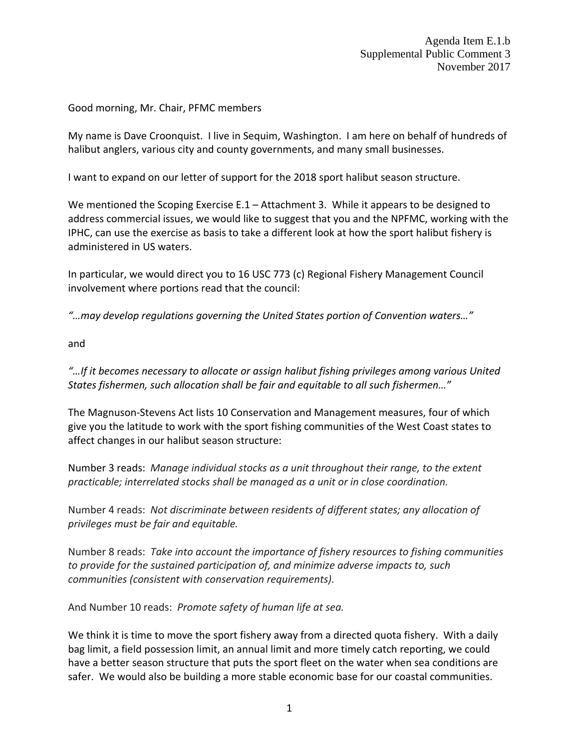Agenda Item E.1.b
Supplemental Public Comment 3
November 2017

Good morning, Mr. Chair, PFMC members

My name is Dave Croonquist. I live in Sequim, Washington. I am here on behalf of hundreds of halibut anglers, various city and county governments, and many small businesses.

I want to expand on our letter of support for the 2018 sport halibut season structure.

We mentioned the Scoping Exercise E.1 – Attachment 3. While it appears to be designed to address commercial issues, we would like to suggest that you and the NPFMC, working with the IPHC, can use the exercise as basis to take a different look at how the sport halibut fishery is administered in US waters.

In particular, we would direct you to 16 USC 773 (c) Regional Fishery Management Council involvement where portions read that the council:

*"…may develop regulations governing the United States portion of Convention waters…"*

and

*"…If it becomes necessary to allocate or assign halibut fishing privileges among various United States fishermen, such allocation shall be fair and equitable to all such fishermen…"*

The Magnuson-Stevens Act lists 10 Conservation and Management measures, four of which give you the latitude to work with the sport fishing communities of the West Coast states to affect changes in our halibut season structure:

Number 3 reads: *Manage individual stocks as a unit throughout their range, to the extent practicable; interrelated stocks shall be managed as a unit or in close coordination.*

Number 4 reads: *Not discriminate between residents of different states; any allocation of privileges must be fair and equitable.*

Number 8 reads: *Take into account the importance of fishery resources to fishing communities to provide for the sustained participation of, and minimize adverse impacts to, such communities (consistent with conservation requirements).*

And Number 10 reads: *Promote safety of human life at sea.*

We think it is time to move the sport fishery away from a directed quota fishery. With a daily bag limit, a field possession limit, an annual limit and more timely catch reporting, we could have a better season structure that puts the sport fleet on the water when sea conditions are safer. We would also be building a more stable economic base for our coastal communities.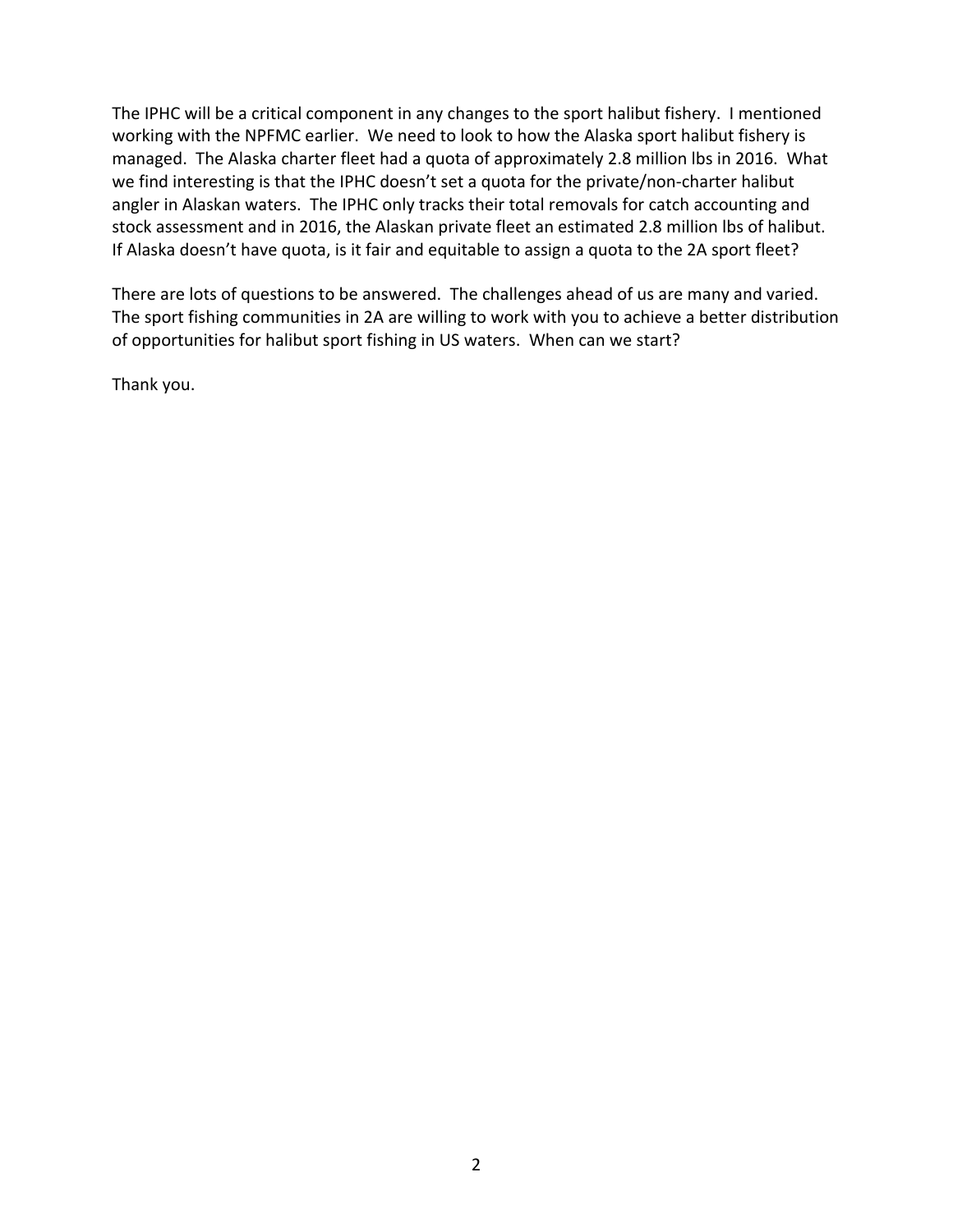The IPHC will be a critical component in any changes to the sport halibut fishery. I mentioned working with the NPFMC earlier. We need to look to how the Alaska sport halibut fishery is managed. The Alaska charter fleet had a quota of approximately 2.8 million lbs in 2016. What we find interesting is that the IPHC doesn't set a quota for the private/non-charter halibut angler in Alaskan waters. The IPHC only tracks their total removals for catch accounting and stock assessment and in 2016, the Alaskan private fleet an estimated 2.8 million lbs of halibut. If Alaska doesn't have quota, is it fair and equitable to assign a quota to the 2A sport fleet?

There are lots of questions to be answered. The challenges ahead of us are many and varied. The sport fishing communities in 2A are willing to work with you to achieve a better distribution of opportunities for halibut sport fishing in US waters. When can we start?

Thank you.